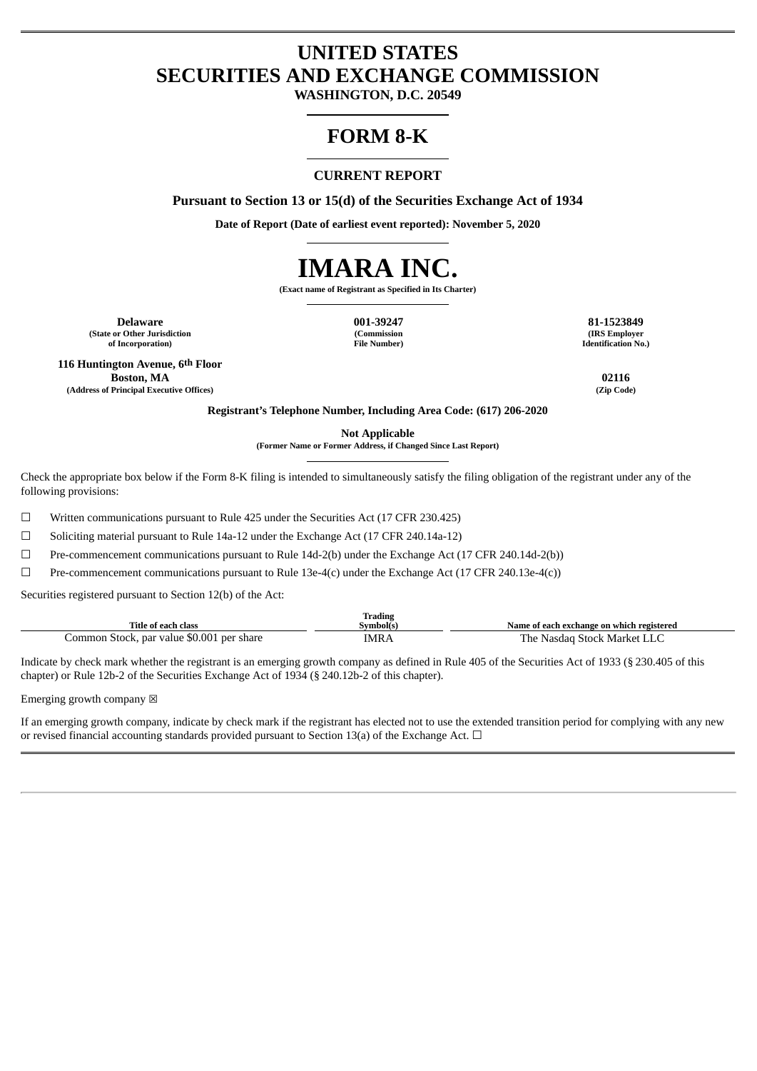# UNITED STATES
# SECURITIES AND EXCHANGE COMMISSION

**WASHINGTON, D.C. 20549**

# FORM 8-K

**CURRENT REPORT**

**Pursuant to Section 13 or 15(d) of the Securities Exchange Act of 1934**

**Date of Report (Date of earliest event reported): November 5, 2020**

# IMARA INC.

**(Exact name of Registrant as Specified in Its Charter)**

| Delaware | 001-39247 | 81-1523849 |
|---|---|---|
| (State or Other Jurisdiction of Incorporation) | (Commission File Number) | (IRS Employer Identification No.) |

| 116 Huntington Avenue, 6th Floor Boston, MA | 02116 |
|---|---|
| (Address of Principal Executive Offices) | (Zip Code) |

**Registrant's Telephone Number, Including Area Code: (617) 206-2020**

**Not Applicable**

**(Former Name or Former Address, if Changed Since Last Report)**

Check the appropriate box below if the Form 8-K filing is intended to simultaneously satisfy the filing obligation of the registrant under any of the following provisions:

☐ Written communications pursuant to Rule 425 under the Securities Act (17 CFR 230.425)

☐ Soliciting material pursuant to Rule 14a-12 under the Exchange Act (17 CFR 240.14a-12)

☐ Pre-commencement communications pursuant to Rule 14d-2(b) under the Exchange Act (17 CFR 240.14d-2(b))

☐ Pre-commencement communications pursuant to Rule 13e-4(c) under the Exchange Act (17 CFR 240.13e-4(c))

Securities registered pursuant to Section 12(b) of the Act:

| Title of each class | Trading Symbol(s) | Name of each exchange on which registered |
|---|---|---|
| Common Stock, par value $0.001 per share | IMRA | The Nasdaq Stock Market LLC |

Indicate by check mark whether the registrant is an emerging growth company as defined in Rule 405 of the Securities Act of 1933 (§ 230.405 of this chapter) or Rule 12b-2 of the Securities Exchange Act of 1934 (§ 240.12b-2 of this chapter).

Emerging growth company ☒

If an emerging growth company, indicate by check mark if the registrant has elected not to use the extended transition period for complying with any new or revised financial accounting standards provided pursuant to Section 13(a) of the Exchange Act. ☐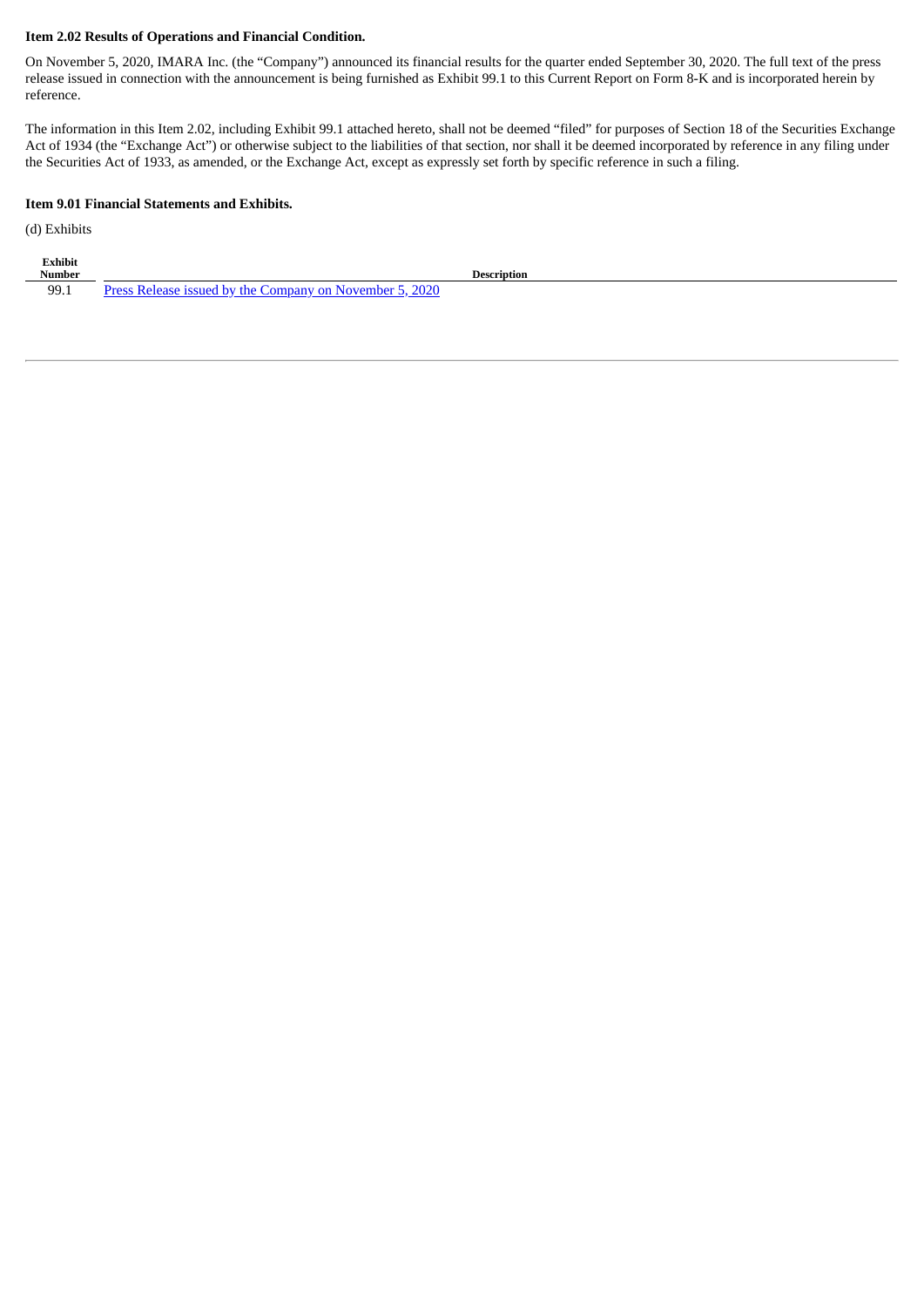**Item 2.02 Results of Operations and Financial Condition.**

On November 5, 2020, IMARA Inc. (the "Company") announced its financial results for the quarter ended September 30, 2020. The full text of the press release issued in connection with the announcement is being furnished as Exhibit 99.1 to this Current Report on Form 8-K and is incorporated herein by reference.

The information in this Item 2.02, including Exhibit 99.1 attached hereto, shall not be deemed "filed" for purposes of Section 18 of the Securities Exchange Act of 1934 (the "Exchange Act") or otherwise subject to the liabilities of that section, nor shall it be deemed incorporated by reference in any filing under the Securities Act of 1933, as amended, or the Exchange Act, except as expressly set forth by specific reference in such a filing.

**Item 9.01 Financial Statements and Exhibits.**

(d) Exhibits

| Exhibit Number | Description |
|---|---|
| 99.1 | Press Release issued by the Company on November 5, 2020 |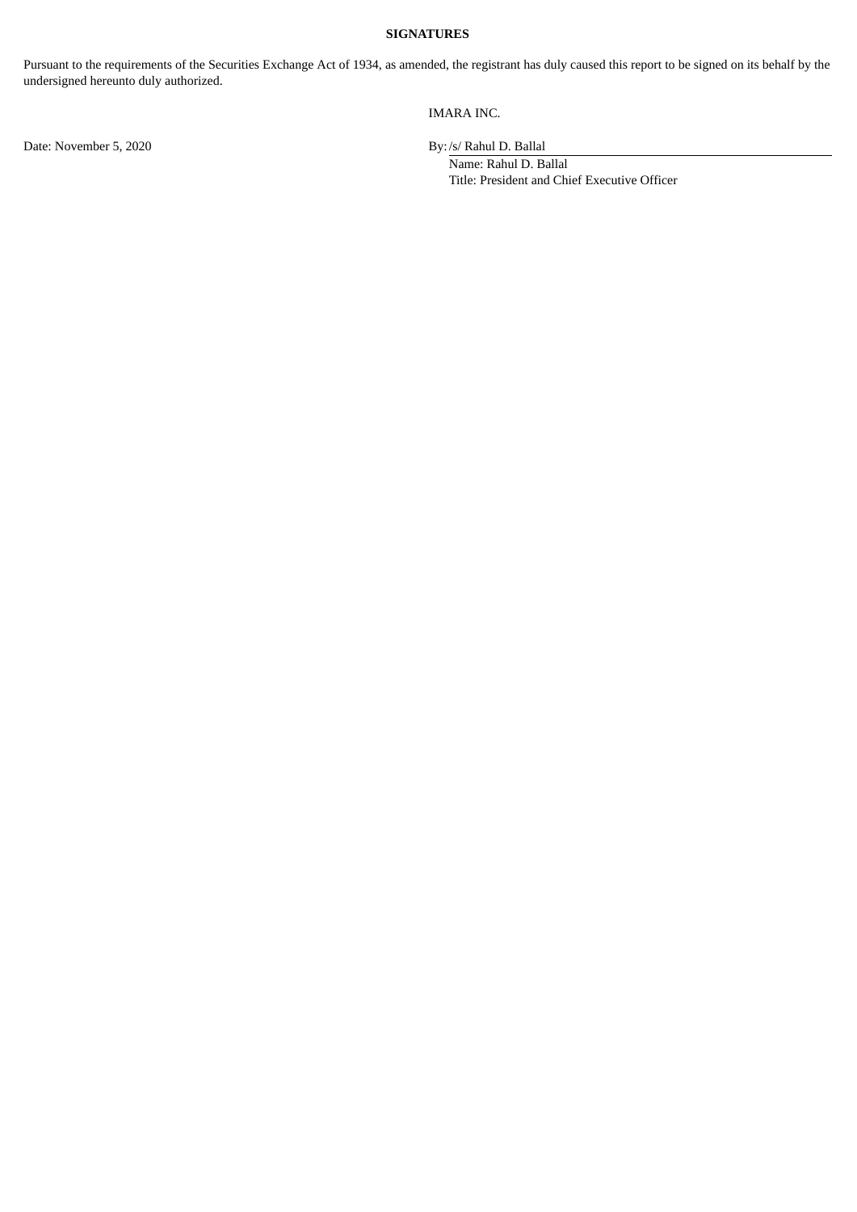**SIGNATURES**

Pursuant to the requirements of the Securities Exchange Act of 1934, as amended, the registrant has duly caused this report to be signed on its behalf by the undersigned hereunto duly authorized.

IMARA INC.

Date: November 5, 2020

By: /s/ Rahul D. Ballal

Name: Rahul D. Ballal

Title: President and Chief Executive Officer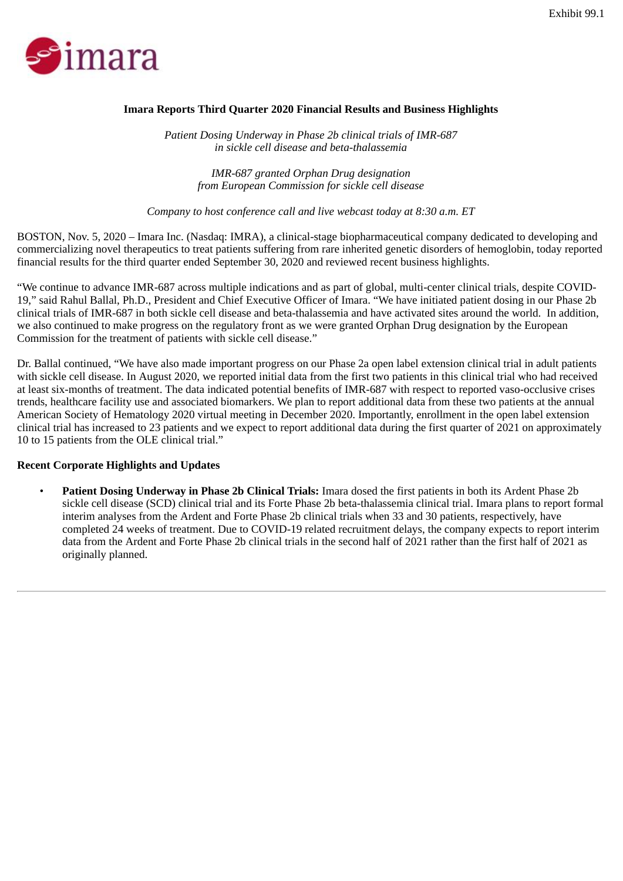Exhibit 99.1

# Imara Reports Third Quarter 2020 Financial Results and Business Highlights

*Patient Dosing Underway in Phase 2b clinical trials of IMR-687 in sickle cell disease and beta-thalassemia*

*IMR-687 granted Orphan Drug designation from European Commission for sickle cell disease*

*Company to host conference call and live webcast today at 8:30 a.m. ET*

BOSTON, Nov. 5, 2020 – Imara Inc. (Nasdaq: IMRA), a clinical-stage biopharmaceutical company dedicated to developing and commercializing novel therapeutics to treat patients suffering from rare inherited genetic disorders of hemoglobin, today reported financial results for the third quarter ended September 30, 2020 and reviewed recent business highlights.

"We continue to advance IMR-687 across multiple indications and as part of global, multi-center clinical trials, despite COVID-19," said Rahul Ballal, Ph.D., President and Chief Executive Officer of Imara. "We have initiated patient dosing in our Phase 2b clinical trials of IMR-687 in both sickle cell disease and beta-thalassemia and have activated sites around the world. In addition, we also continued to make progress on the regulatory front as we were granted Orphan Drug designation by the European Commission for the treatment of patients with sickle cell disease."

Dr. Ballal continued, "We have also made important progress on our Phase 2a open label extension clinical trial in adult patients with sickle cell disease. In August 2020, we reported initial data from the first two patients in this clinical trial who had received at least six-months of treatment. The data indicated potential benefits of IMR-687 with respect to reported vaso-occlusive crises trends, healthcare facility use and associated biomarkers. We plan to report additional data from these two patients at the annual American Society of Hematology 2020 virtual meeting in December 2020. Importantly, enrollment in the open label extension clinical trial has increased to 23 patients and we expect to report additional data during the first quarter of 2021 on approximately 10 to 15 patients from the OLE clinical trial."

## Recent Corporate Highlights and Updates

- **Patient Dosing Underway in Phase 2b Clinical Trials:** Imara dosed the first patients in both its Ardent Phase 2b sickle cell disease (SCD) clinical trial and its Forte Phase 2b beta-thalassemia clinical trial. Imara plans to report formal interim analyses from the Ardent and Forte Phase 2b clinical trials when 33 and 30 patients, respectively, have completed 24 weeks of treatment. Due to COVID-19 related recruitment delays, the company expects to report interim data from the Ardent and Forte Phase 2b clinical trials in the second half of 2021 rather than the first half of 2021 as originally planned.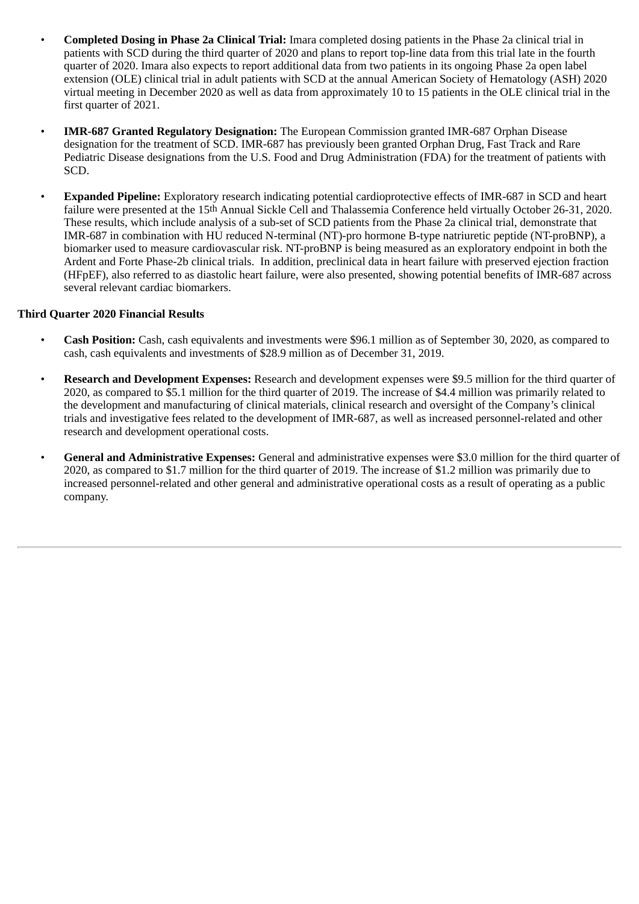- **Completed Dosing in Phase 2a Clinical Trial:** Imara completed dosing patients in the Phase 2a clinical trial in patients with SCD during the third quarter of 2020 and plans to report top-line data from this trial late in the fourth quarter of 2020. Imara also expects to report additional data from two patients in its ongoing Phase 2a open label extension (OLE) clinical trial in adult patients with SCD at the annual American Society of Hematology (ASH) 2020 virtual meeting in December 2020 as well as data from approximately 10 to 15 patients in the OLE clinical trial in the first quarter of 2021.

- **IMR-687 Granted Regulatory Designation:** The European Commission granted IMR-687 Orphan Disease designation for the treatment of SCD. IMR-687 has previously been granted Orphan Drug, Fast Track and Rare Pediatric Disease designations from the U.S. Food and Drug Administration (FDA) for the treatment of patients with SCD.

- **Expanded Pipeline:** Exploratory research indicating potential cardioprotective effects of IMR-687 in SCD and heart failure were presented at the 15th Annual Sickle Cell and Thalassemia Conference held virtually October 26-31, 2020. These results, which include analysis of a sub-set of SCD patients from the Phase 2a clinical trial, demonstrate that IMR-687 in combination with HU reduced N-terminal (NT)-pro hormone B-type natriuretic peptide (NT-proBNP), a biomarker used to measure cardiovascular risk. NT-proBNP is being measured as an exploratory endpoint in both the Ardent and Forte Phase-2b clinical trials. In addition, preclinical data in heart failure with preserved ejection fraction (HFpEF), also referred to as diastolic heart failure, were also presented, showing potential benefits of IMR-687 across several relevant cardiac biomarkers.

**Third Quarter 2020 Financial Results**

- **Cash Position:** Cash, cash equivalents and investments were $96.1 million as of September 30, 2020, as compared to cash, cash equivalents and investments of $28.9 million as of December 31, 2019.

- **Research and Development Expenses:** Research and development expenses were $9.5 million for the third quarter of 2020, as compared to $5.1 million for the third quarter of 2019. The increase of $4.4 million was primarily related to the development and manufacturing of clinical materials, clinical research and oversight of the Company's clinical trials and investigative fees related to the development of IMR-687, as well as increased personnel-related and other research and development operational costs.

- **General and Administrative Expenses:** General and administrative expenses were $3.0 million for the third quarter of 2020, as compared to $1.7 million for the third quarter of 2019. The increase of $1.2 million was primarily due to increased personnel-related and other general and administrative operational costs as a result of operating as a public company.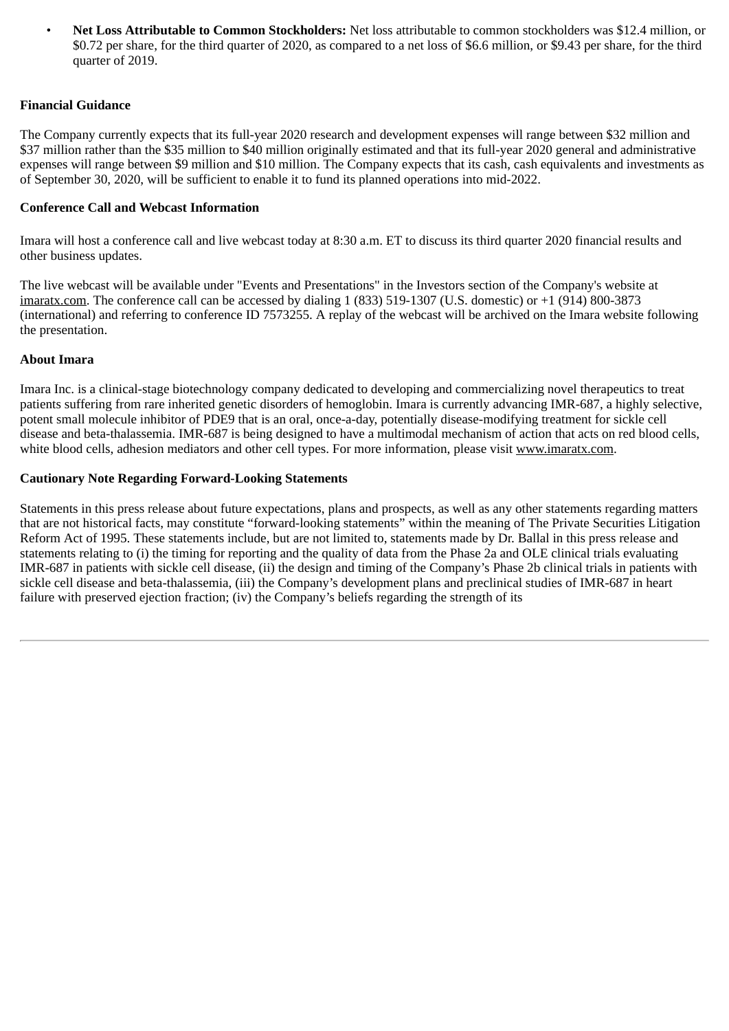- **Net Loss Attributable to Common Stockholders:** Net loss attributable to common stockholders was $12.4 million, or $0.72 per share, for the third quarter of 2020, as compared to a net loss of $6.6 million, or $9.43 per share, for the third quarter of 2019.

**Financial Guidance**

The Company currently expects that its full-year 2020 research and development expenses will range between $32 million and $37 million rather than the $35 million to $40 million originally estimated and that its full-year 2020 general and administrative expenses will range between $9 million and $10 million. The Company expects that its cash, cash equivalents and investments as of September 30, 2020, will be sufficient to enable it to fund its planned operations into mid-2022.

**Conference Call and Webcast Information**

Imara will host a conference call and live webcast today at 8:30 a.m. ET to discuss its third quarter 2020 financial results and other business updates.

The live webcast will be available under "Events and Presentations" in the Investors section of the Company's website at imaratx.com. The conference call can be accessed by dialing 1 (833) 519-1307 (U.S. domestic) or +1 (914) 800-3873 (international) and referring to conference ID 7573255. A replay of the webcast will be archived on the Imara website following the presentation.

**About Imara**

Imara Inc. is a clinical-stage biotechnology company dedicated to developing and commercializing novel therapeutics to treat patients suffering from rare inherited genetic disorders of hemoglobin. Imara is currently advancing IMR-687, a highly selective, potent small molecule inhibitor of PDE9 that is an oral, once-a-day, potentially disease-modifying treatment for sickle cell disease and beta-thalassemia. IMR-687 is being designed to have a multimodal mechanism of action that acts on red blood cells, white blood cells, adhesion mediators and other cell types. For more information, please visit www.imaratx.com.

**Cautionary Note Regarding Forward-Looking Statements**

Statements in this press release about future expectations, plans and prospects, as well as any other statements regarding matters that are not historical facts, may constitute "forward-looking statements" within the meaning of The Private Securities Litigation Reform Act of 1995. These statements include, but are not limited to, statements made by Dr. Ballal in this press release and statements relating to (i) the timing for reporting and the quality of data from the Phase 2a and OLE clinical trials evaluating IMR-687 in patients with sickle cell disease, (ii) the design and timing of the Company's Phase 2b clinical trials in patients with sickle cell disease and beta-thalassemia, (iii) the Company's development plans and preclinical studies of IMR-687 in heart failure with preserved ejection fraction; (iv) the Company's beliefs regarding the strength of its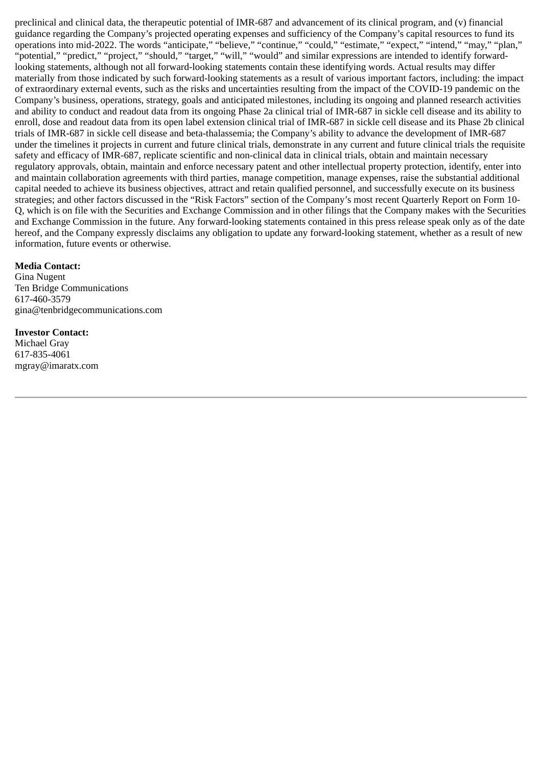preclinical and clinical data, the therapeutic potential of IMR-687 and advancement of its clinical program, and (v) financial guidance regarding the Company's projected operating expenses and sufficiency of the Company's capital resources to fund its operations into mid-2022. The words "anticipate," "believe," "continue," "could," "estimate," "expect," "intend," "may," "plan," "potential," "predict," "project," "should," "target," "will," "would" and similar expressions are intended to identify forward-looking statements, although not all forward-looking statements contain these identifying words. Actual results may differ materially from those indicated by such forward-looking statements as a result of various important factors, including: the impact of extraordinary external events, such as the risks and uncertainties resulting from the impact of the COVID-19 pandemic on the Company's business, operations, strategy, goals and anticipated milestones, including its ongoing and planned research activities and ability to conduct and readout data from its ongoing Phase 2a clinical trial of IMR-687 in sickle cell disease and its ability to enroll, dose and readout data from its open label extension clinical trial of IMR-687 in sickle cell disease and its Phase 2b clinical trials of IMR-687 in sickle cell disease and beta-thalassemia; the Company's ability to advance the development of IMR-687 under the timelines it projects in current and future clinical trials, demonstrate in any current and future clinical trials the requisite safety and efficacy of IMR-687, replicate scientific and non-clinical data in clinical trials, obtain and maintain necessary regulatory approvals, obtain, maintain and enforce necessary patent and other intellectual property protection, identify, enter into and maintain collaboration agreements with third parties, manage competition, manage expenses, raise the substantial additional capital needed to achieve its business objectives, attract and retain qualified personnel, and successfully execute on its business strategies; and other factors discussed in the "Risk Factors" section of the Company's most recent Quarterly Report on Form 10-Q, which is on file with the Securities and Exchange Commission and in other filings that the Company makes with the Securities and Exchange Commission in the future. Any forward-looking statements contained in this press release speak only as of the date hereof, and the Company expressly disclaims any obligation to update any forward-looking statement, whether as a result of new information, future events or otherwise.

**Media Contact:**
Gina Nugent
Ten Bridge Communications
617-460-3579
gina@tenbridgecommunications.com

**Investor Contact:**
Michael Gray
617-835-4061
mgray@imaratx.com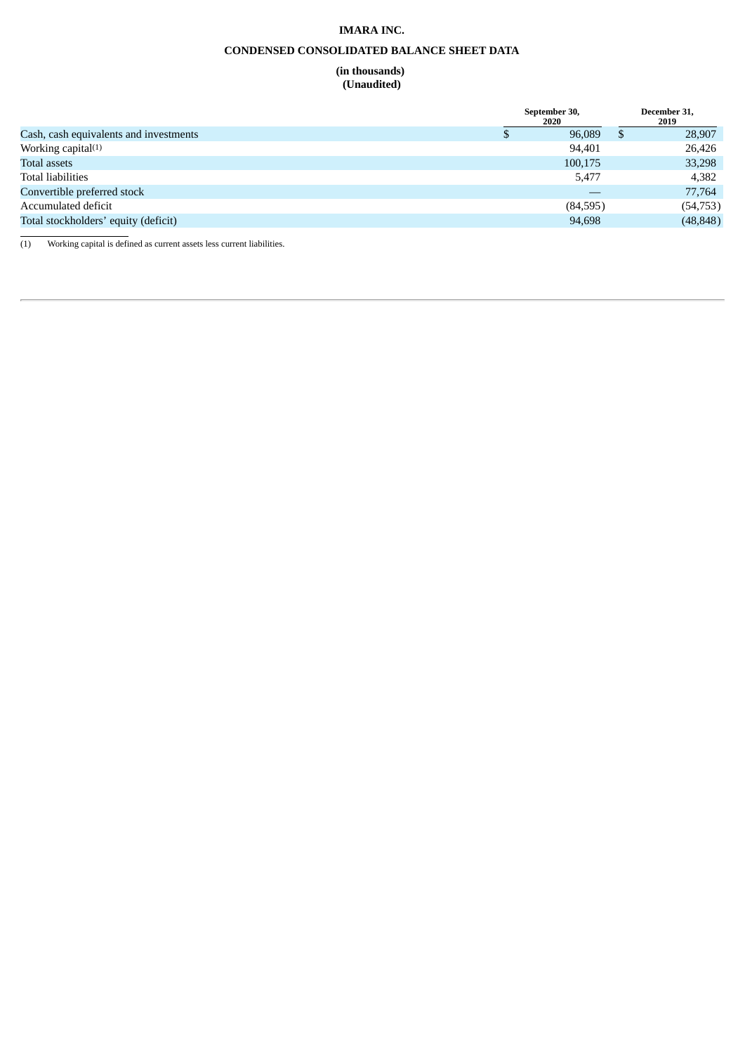# IMARA INC.

## CONDENSED CONSOLIDATED BALANCE SHEET DATA

**(in thousands)**
**(Unaudited)**

| | September 30, 2020 | December 31, 2019 |
|---|---|---|
| Cash, cash equivalents and investments | $ 96,089 | $ 28,907 |
| Working capital[(1)] | 94,401 | 26,426 |
| Total assets | 100,175 | 33,298 |
| Total liabilities | 5,477 | 4,382 |
| Convertible preferred stock | — | 77,764 |
| Accumulated deficit | (84,595) | (54,753) |
| Total stockholders' equity (deficit) | 94,698 | (48,848) |

(1) Working capital is defined as current assets less current liabilities.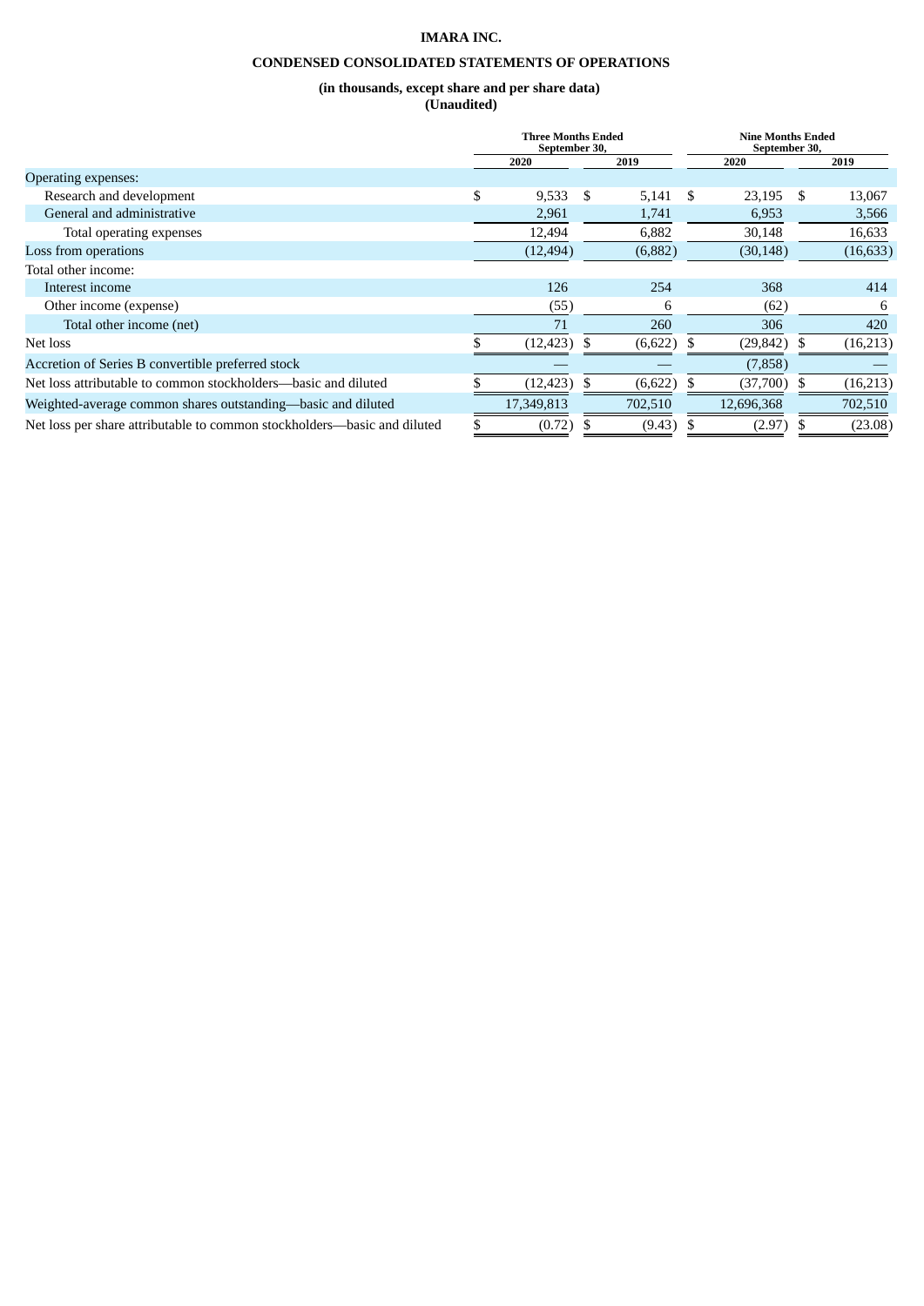# IMARA INC.

## CONDENSED CONSOLIDATED STATEMENTS OF OPERATIONS

### (in thousands, except share and per share data)
### (Unaudited)

| | Three Months Ended September 30, | | Nine Months Ended September 30, | |
|---|---|---|---|---|
| | 2020 | 2019 | 2020 | 2019 |
| Operating expenses: | | | | |
| Research and development | $ 9,533 | $ 5,141 | $ 23,195 | $ 13,067 |
| General and administrative | 2,961 | 1,741 | 6,953 | 3,566 |
| Total operating expenses | 12,494 | 6,882 | 30,148 | 16,633 |
| Loss from operations | (12,494) | (6,882) | (30,148) | (16,633) |
| Total other income: | | | | |
| Interest income | 126 | 254 | 368 | 414 |
| Other income (expense) | (55) | 6 | (62) | 6 |
| Total other income (net) | 71 | 260 | 306 | 420 |
| Net loss | $ (12,423) | $ (6,622) | $ (29,842) | $ (16,213) |
| Accretion of Series B convertible preferred stock | — | — | (7,858) | — |
| Net loss attributable to common stockholders—basic and diluted | $ (12,423) | $ (6,622) | $ (37,700) | $ (16,213) |
| Weighted-average common shares outstanding—basic and diluted | 17,349,813 | 702,510 | 12,696,368 | 702,510 |
| Net loss per share attributable to common stockholders—basic and diluted | $ (0.72) | $ (9.43) | $ (2.97) | $ (23.08) |